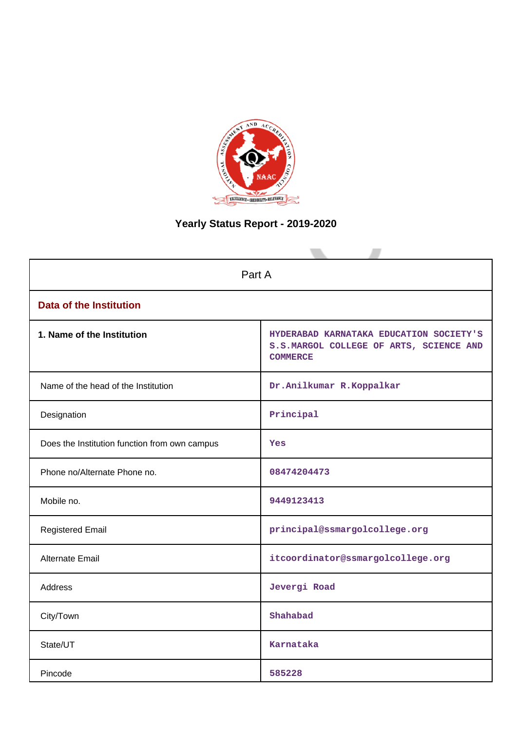# Yearly Status Report - 2019-2020

| Part A | |
|---|---|
| **Data of the Institution** | |
| **1. Name of the Institution** | HYDERABAD KARNATAKA EDUCATION SOCIETY'S S.S.MARGOL COLLEGE OF ARTS, SCIENCE AND COMMERCE |
| Name of the head of the Institution | Dr.Anilkumar R.Koppalkar |
| Designation | Principal |
| Does the Institution function from own campus | Yes |
| Phone no/Alternate Phone no. | 08474204473 |
| Mobile no. | 9449123413 |
| Registered Email | principal@ssmargolcollege.org |
| Alternate Email | itcoordinator@ssmargolcollege.org |
| Address | Jevergi Road |
| City/Town | Shahabad |
| State/UT | Karnataka |
| Pincode | 585228 |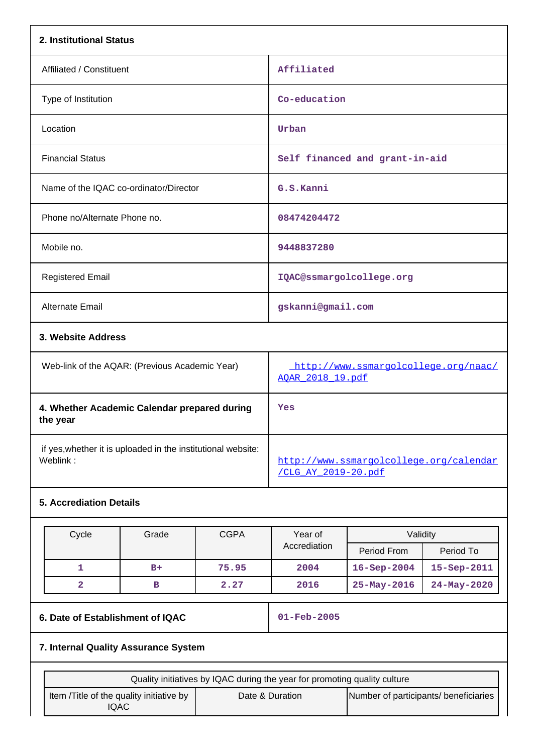## 2. Institutional Status

| | |
|---|---|
| Affiliated / Constituent | Affiliated |
| Type of Institution | Co-education |
| Location | Urban |
| Financial Status | Self financed and grant-in-aid |
| Name of the IQAC co-ordinator/Director | G.S.Kanni |
| Phone no/Alternate Phone no. | 08474204472 |
| Mobile no. | 9448837280 |
| Registered Email | IQAC@ssmargolcollege.org |
| Alternate Email | gskanni@gmail.com |

## 3. Website Address

| | |
|---|---|
| Web-link of the AQAR: (Previous Academic Year) | http://www.ssmargolcollege.org/naac/AQAR_2018_19.pdf |
| **4. Whether Academic Calendar prepared during the year** | Yes |
| if yes,whether it is uploaded in the institutional website: Weblink : | http://www.ssmargolcollege.org/calendar/CLG_AY_2019-20.pdf |

## 5. Accreditation Details

| Cycle | Grade | CGPA | Year of Accrediation | Validity | |
|---|---|---|---|---|---|
| | | | | Period From | Period To |
| 1 | B+ | 75.95 | 2004 | 16-Sep-2004 | 15-Sep-2011 |
| 2 | B | 2.27 | 2016 | 25-May-2016 | 24-May-2020 |

| | |
|---|---|
| **6. Date of Establishment of IQAC** | 01-Feb-2005 |

## 7. Internal Quality Assurance System

| Quality initiatives by IQAC during the year for promoting quality culture | | |
|---|---|---|
| Item /Title of the quality initiative by IQAC | Date & Duration | Number of participants/ beneficiaries |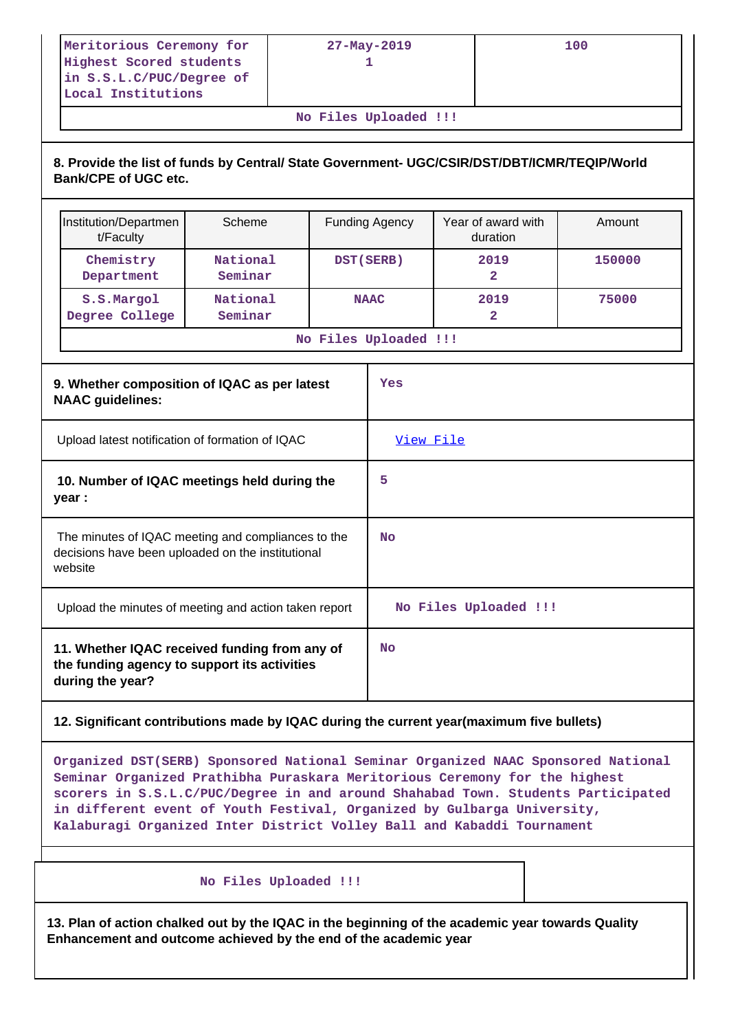| Meritorious Ceremony for Highest Scored students in S.S.L.C/PUC/Degree of Local Institutions | 27-May-2019 1 | 100 |
|---|---|---|
| No Files Uploaded !!! | | |

**8. Provide the list of funds by Central/ State Government- UGC/CSIR/DST/DBT/ICMR/TEQIP/World Bank/CPE of UGC etc.**

| Institution/Department/Faculty | Scheme | Funding Agency | Year of award with duration | Amount |
|---|---|---|---|---|
| Chemistry Department | National Seminar | DST(SERB) | 2019 2 | 150000 |
| S.S.Margol Degree College | National Seminar | NAAC | 2019 2 | 75000 |
| No Files Uploaded !!! | | | | |

| | |
|---|---|
| **9. Whether composition of IQAC as per latest NAAC guidelines:** | Yes |
| Upload latest notification of formation of IQAC | View File |
| **10. Number of IQAC meetings held during the year :** | 5 |
| The minutes of IQAC meeting and compliances to the decisions have been uploaded on the institutional website | No |
| Upload the minutes of meeting and action taken report | No Files Uploaded !!! |
| **11. Whether IQAC received funding from any of the funding agency to support its activities during the year?** | No |

**12. Significant contributions made by IQAC during the current year(maximum five bullets)**

Organized DST(SERB) Sponsored National Seminar Organized NAAC Sponsored National Seminar Organized Prathibha Puraskara Meritorious Ceremony for the highest scorers in S.S.L.C/PUC/Degree in and around Shahabad Town. Students Participated in different event of Youth Festival, Organized by Gulbarga University, Kalaburagi Organized Inter District Volley Ball and Kabaddi Tournament

No Files Uploaded !!!

**13. Plan of action chalked out by the IQAC in the beginning of the academic year towards Quality Enhancement and outcome achieved by the end of the academic year**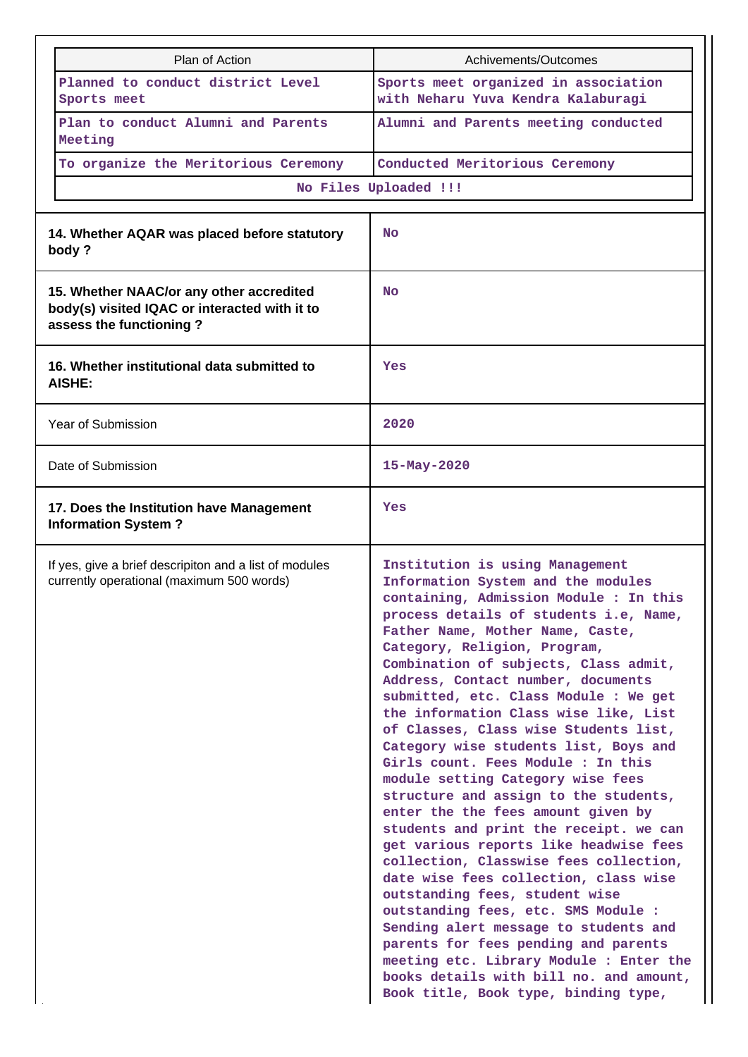| Plan of Action | Achivements/Outcomes |
|---|---|
| Planned to conduct district Level Sports meet | Sports meet organized in association with Neharu Yuva Kendra Kalaburagi |
| Plan to conduct Alumni and Parents Meeting | Alumni and Parents meeting conducted |
| To organize the Meritorious Ceremony | Conducted Meritorious Ceremony |
| No Files Uploaded !!! | |

| | |
|---|---|
| **14. Whether AQAR was placed before statutory body ?** | No |
| **15. Whether NAAC/or any other accredited body(s) visited IQAC or interacted with it to assess the functioning ?** | No |
| **16. Whether institutional data submitted to AISHE:** | Yes |
| Year of Submission | 2020 |
| Date of Submission | 15-May-2020 |
| **17. Does the Institution have Management Information System ?** | Yes |
| If yes, give a brief descripiton and a list of modules currently operational (maximum 500 words) | Institution is using Management Information System and the modules containing, Admission Module : In this process details of students i.e, Name, Father Name, Mother Name, Caste, Category, Religion, Program, Combination of subjects, Class admit, Address, Contact number, documents submitted, etc. Class Module : We get the information Class wise like, List of Classes, Class wise Students list, Category wise students list, Boys and Girls count. Fees Module : In this module setting Category wise fees structure and assign to the students, enter the the fees amount given by students and print the receipt. we can get various reports like headwise fees collection, Classwise fees collection, date wise fees collection, class wise outstanding fees, student wise outstanding fees, etc. SMS Module : Sending alert message to students and parents for fees pending and parents meeting etc. Library Module : Enter the books details with bill no. and amount, Book title, Book type, binding type, |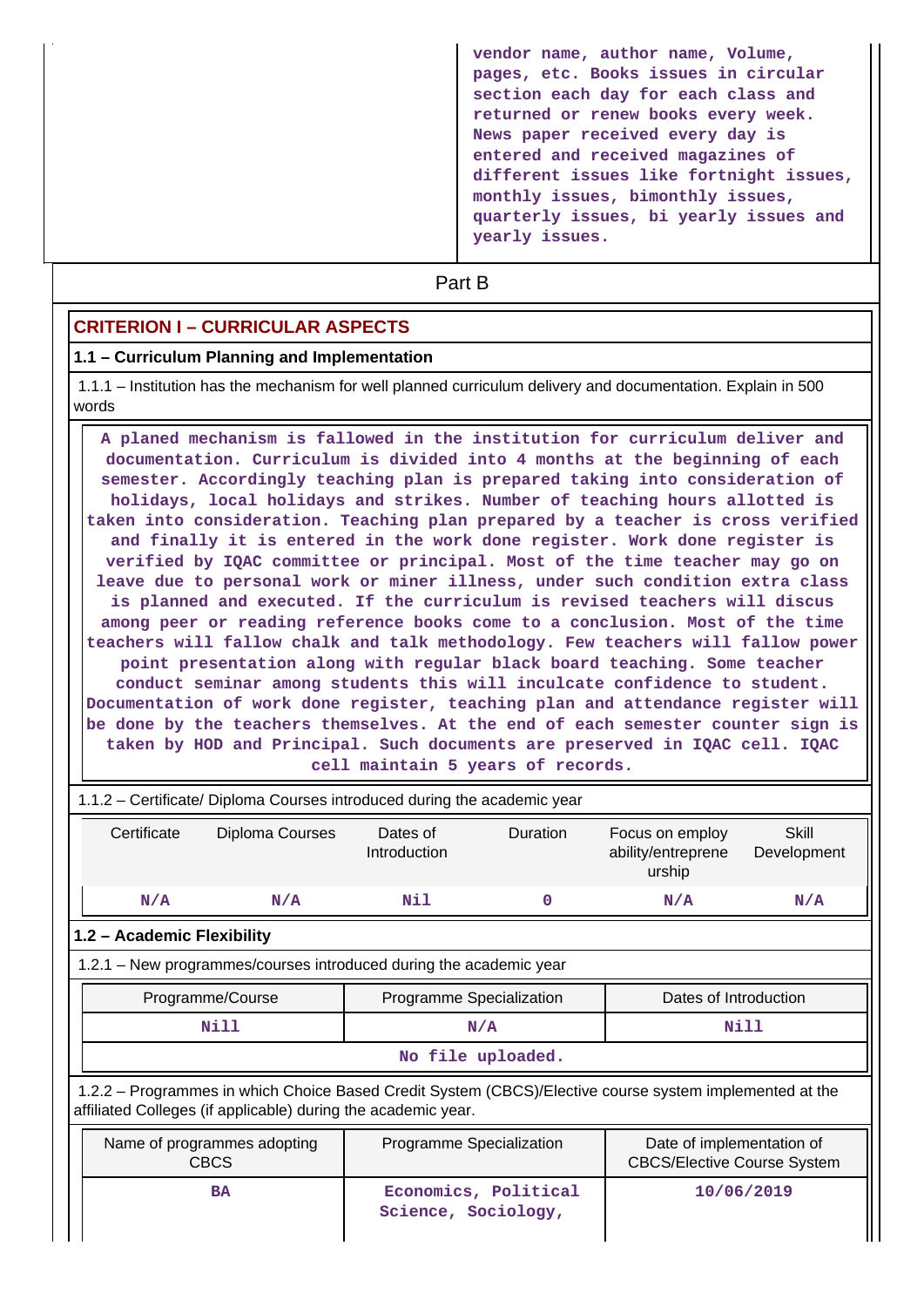| | vendor name, author name, Volume, pages, etc. Books issues in circular section each day for each class and returned or renew books every week. News paper received every day is entered and received magazines of different issues like fortnight issues, monthly issues, bimonthly issues, quarterly issues, bi yearly issues and yearly issues. |
|---|---|

Part B

## CRITERION I – CURRICULAR ASPECTS

### 1.1 – Curriculum Planning and Implementation

1.1.1 – Institution has the mechanism for well planned curriculum delivery and documentation. Explain in 500 words

A planed mechanism is fallowed in the institution for curriculum deliver and documentation. Curriculum is divided into 4 months at the beginning of each semester. Accordingly teaching plan is prepared taking into consideration of holidays, local holidays and strikes. Number of teaching hours allotted is taken into consideration. Teaching plan prepared by a teacher is cross verified and finally it is entered in the work done register. Work done register is verified by IQAC committee or principal. Most of the time teacher may go on leave due to personal work or miner illness, under such condition extra class is planned and executed. If the curriculum is revised teachers will discus among peer or reading reference books come to a conclusion. Most of the time teachers will fallow chalk and talk methodology. Few teachers will fallow power point presentation along with regular black board teaching. Some teacher conduct seminar among students this will inculcate confidence to student. Documentation of work done register, teaching plan and attendance register will be done by the teachers themselves. At the end of each semester counter sign is taken by HOD and Principal. Such documents are preserved in IQAC cell. IQAC cell maintain 5 years of records.

1.1.2 – Certificate/ Diploma Courses introduced during the academic year

| Certificate | Diploma Courses | Dates of Introduction | Duration | Focus on employ ability/entreprene urship | Skill Development |
|---|---|---|---|---|---|
| N/A | N/A | Nil | 0 | N/A | N/A |

### 1.2 – Academic Flexibility

1.2.1 – New programmes/courses introduced during the academic year

| Programme/Course | Programme Specialization | Dates of Introduction |
|---|---|---|
| Nill | N/A | Nill |
| No file uploaded. | | |

1.2.2 – Programmes in which Choice Based Credit System (CBCS)/Elective course system implemented at the affiliated Colleges (if applicable) during the academic year.

| Name of programmes adopting CBCS | Programme Specialization | Date of implementation of CBCS/Elective Course System |
|---|---|---|
| BA | Economics, Political Science, Sociology, | 10/06/2019 |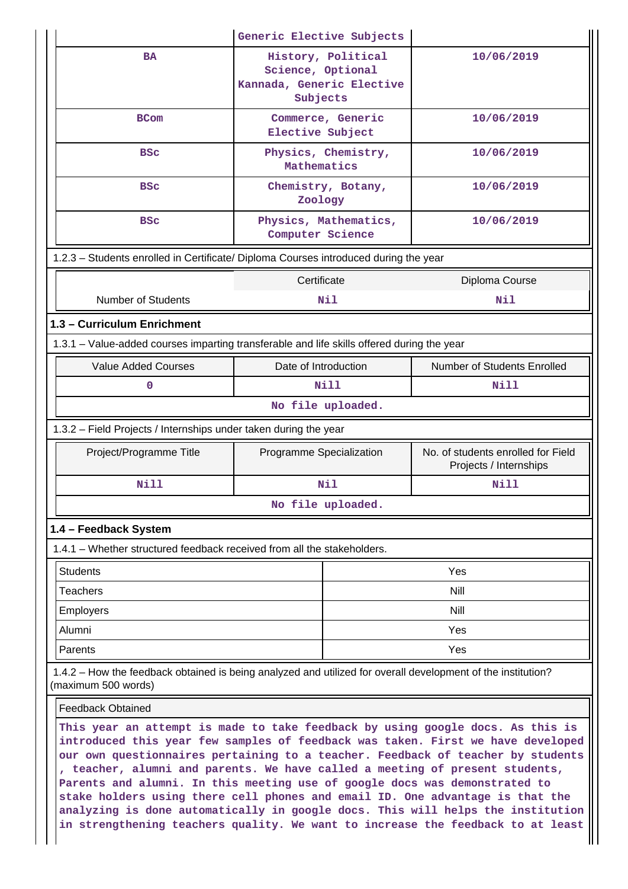| | Generic Elective Subjects | |
|---|---|---|
| BA | History, Political Science, Optional Kannada, Generic Elective Subjects | 10/06/2019 |
| BCom | Commerce, Generic Elective Subject | 10/06/2019 |
| BSc | Physics, Chemistry, Mathematics | 10/06/2019 |
| BSc | Chemistry, Botany, Zoology | 10/06/2019 |
| BSc | Physics, Mathematics, Computer Science | 10/06/2019 |

1.2.3 – Students enrolled in Certificate/ Diploma Courses introduced during the year

| | Certificate | Diploma Course |
|---|---|---|
| Number of Students | Nil | Nil |

**1.3 – Curriculum Enrichment**

1.3.1 – Value-added courses imparting transferable and life skills offered during the year

| Value Added Courses | Date of Introduction | Number of Students Enrolled |
|---|---|---|
| 0 | Nill | Nill |
| No file uploaded. | | |

1.3.2 – Field Projects / Internships under taken during the year

| Project/Programme Title | Programme Specialization | No. of students enrolled for Field Projects / Internships |
|---|---|---|
| Nill | Nil | Nill |
| No file uploaded. | | |

**1.4 – Feedback System**

1.4.1 – Whether structured feedback received from all the stakeholders.

| | |
|---|---|
| Students | Yes |
| Teachers | Nill |
| Employers | Nill |
| Alumni | Yes |
| Parents | Yes |

1.4.2 – How the feedback obtained is being analyzed and utilized for overall development of the institution? (maximum 500 words)

Feedback Obtained

This year an attempt is made to take feedback by using google docs. As this is introduced this year few samples of feedback was taken. First we have developed our own questionnaires pertaining to a teacher. Feedback of teacher by students , teacher, alumni and parents. We have called a meeting of present students, Parents and alumni. In this meeting use of google docs was demonstrated to stake holders using there cell phones and email ID. One advantage is that the analyzing is done automatically in google docs. This will helps the institution in strengthening teachers quality. We want to increase the feedback to at least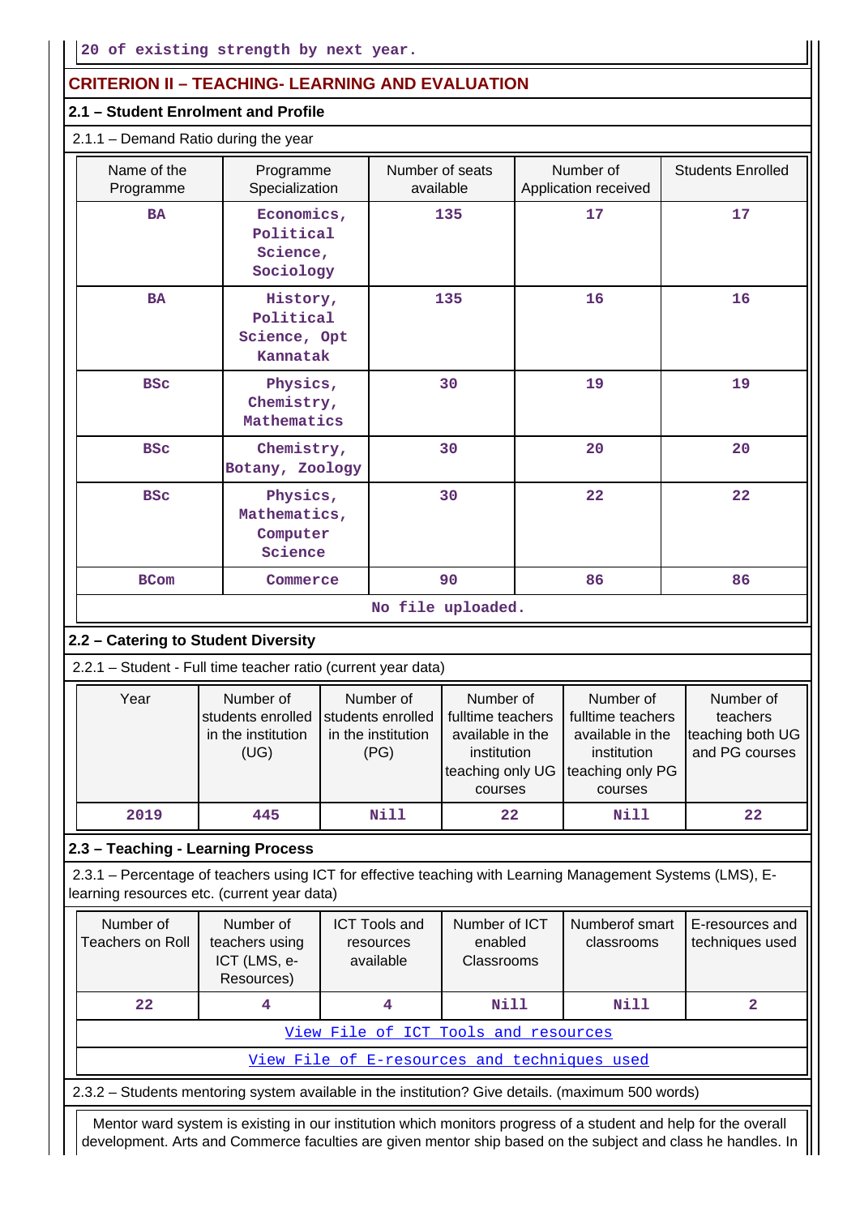20 of existing strength by next year.

## CRITERION II – TEACHING- LEARNING AND EVALUATION

### 2.1 – Student Enrolment and Profile

2.1.1 – Demand Ratio during the year

| Name of the Programme | Programme Specialization | Number of seats available | Number of Application received | Students Enrolled |
|---|---|---|---|---|
| BA | Economics, Political Science, Sociology | 135 | 17 | 17 |
| BA | History, Political Science, Opt Kannatak | 135 | 16 | 16 |
| BSc | Physics, Chemistry, Mathematics | 30 | 19 | 19 |
| BSc | Chemistry, Botany, Zoology | 30 | 20 | 20 |
| BSc | Physics, Mathematics, Computer Science | 30 | 22 | 22 |
| BCom | Commerce | 90 | 86 | 86 |

No file uploaded.

### 2.2 – Catering to Student Diversity

2.2.1 – Student - Full time teacher ratio (current year data)

| Year | Number of students enrolled in the institution (UG) | Number of students enrolled in the institution (PG) | Number of fulltime teachers available in the institution teaching only UG courses | Number of fulltime teachers available in the institution teaching only PG courses | Number of teachers teaching both UG and PG courses |
|---|---|---|---|---|---|
| 2019 | 445 | Nill | 22 | Nill | 22 |

### 2.3 – Teaching - Learning Process

2.3.1 – Percentage of teachers using ICT for effective teaching with Learning Management Systems (LMS), E-learning resources etc. (current year data)

| Number of Teachers on Roll | Number of teachers using ICT (LMS, e-Resources) | ICT Tools and resources available | Number of ICT enabled Classrooms | Numberof smart classrooms | E-resources and techniques used |
|---|---|---|---|---|---|
| 22 | 4 | 4 | Nill | Nill | 2 |

View File of ICT Tools and resources

View File of E-resources and techniques used

2.3.2 – Students mentoring system available in the institution? Give details. (maximum 500 words)

Mentor ward system is existing in our institution which monitors progress of a student and help for the overall development. Arts and Commerce faculties are given mentor ship based on the subject and class he handles. In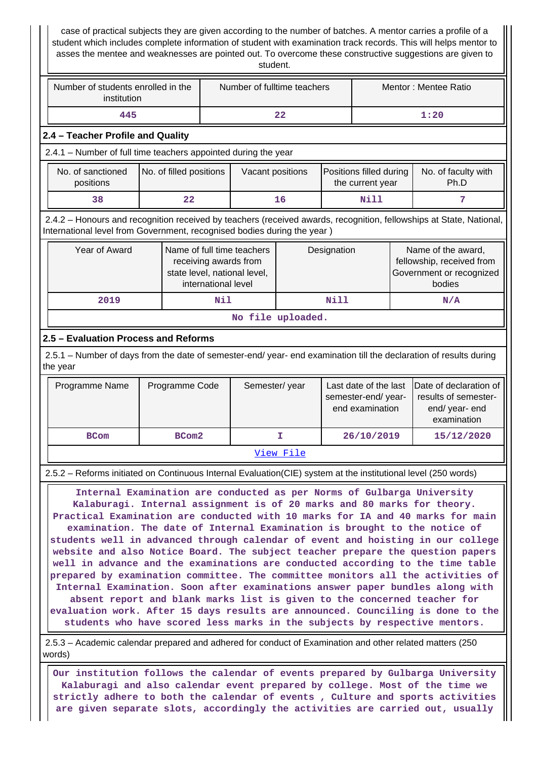case of practical subjects they are given according to the number of batches. A mentor carries a profile of a student which includes complete information of student with examination track records. This will helps mentor to asses the mentee and weaknesses are pointed out. To overcome these constructive suggestions are given to student.

| Number of students enrolled in the institution | Number of fulltime teachers | Mentor : Mentee Ratio |
|---|---|---|
| 445 | 22 | 1:20 |

### 2.4 – Teacher Profile and Quality

2.4.1 – Number of full time teachers appointed during the year

| No. of sanctioned positions | No. of filled positions | Vacant positions | Positions filled during the current year | No. of faculty with Ph.D |
|---|---|---|---|---|
| 38 | 22 | 16 | Nill | 7 |

2.4.2 – Honours and recognition received by teachers (received awards, recognition, fellowships at State, National, International level from Government, recognised bodies during the year )

| Year of Award | Name of full time teachers receiving awards from state level, national level, international level | Designation | Name of the award, fellowship, received from Government or recognized bodies |
|---|---|---|---|
| 2019 | Nil | Nill | N/A |
| No file uploaded. | | | |

### 2.5 – Evaluation Process and Reforms

2.5.1 – Number of days from the date of semester-end/ year- end examination till the declaration of results during the year

| Programme Name | Programme Code | Semester/ year | Last date of the last semester-end/ year- end examination | Date of declaration of results of semester- end/ year- end examination |
|---|---|---|---|---|
| BCom | BCom2 | I | 26/10/2019 | 15/12/2020 |
| View File | | | | |

2.5.2 – Reforms initiated on Continuous Internal Evaluation(CIE) system at the institutional level (250 words)

Internal Examination are conducted as per Norms of Gulbarga University Kalaburagi. Internal assignment is of 20 marks and 80 marks for theory. Practical Examination are conducted with 10 marks for IA and 40 marks for main examination. The date of Internal Examination is brought to the notice of students well in advanced through calendar of event and hoisting in our college website and also Notice Board. The subject teacher prepare the question papers well in advance and the examinations are conducted according to the time table prepared by examination committee. The committee monitors all the activities of Internal Examination. Soon after examinations answer paper bundles along with absent report and blank marks list is given to the concerned teacher for evaluation work. After 15 days results are announced. Counciling is done to the students who have scored less marks in the subjects by respective mentors.

2.5.3 – Academic calendar prepared and adhered for conduct of Examination and other related matters (250 words)

Our institution follows the calendar of events prepared by Gulbarga University Kalaburagi and also calendar event prepared by college. Most of the time we strictly adhere to both the calendar of events , Culture and sports activities are given separate slots, accordingly the activities are carried out, usually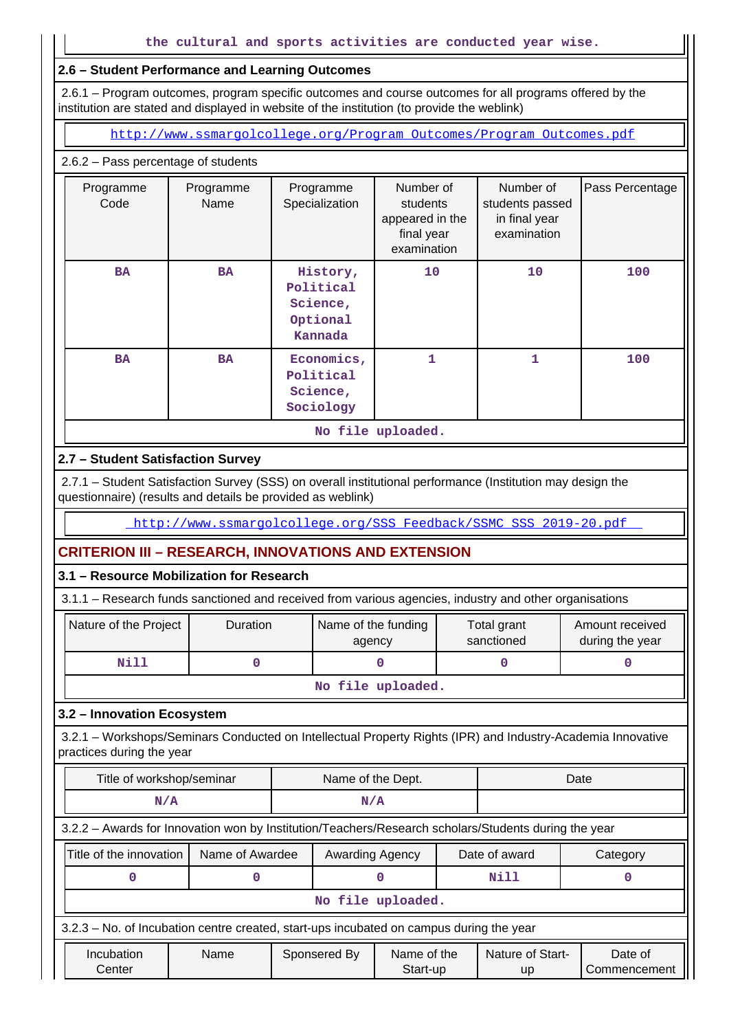the cultural and sports activities are conducted year wise.

### 2.6 – Student Performance and Learning Outcomes

2.6.1 – Program outcomes, program specific outcomes and course outcomes for all programs offered by the institution are stated and displayed in website of the institution (to provide the weblink)

http://www.ssmargolcollege.org/Program_Outcomes/Program_Outcomes.pdf

2.6.2 – Pass percentage of students

| Programme Code | Programme Name | Programme Specialization | Number of students appeared in the final year examination | Number of students passed in final year examination | Pass Percentage |
|---|---|---|---|---|---|
| BA | BA | History, Political Science, Optional Kannada | 10 | 10 | 100 |
| BA | BA | Economics, Political Science, Sociology | 1 | 1 | 100 |

No file uploaded.

### 2.7 – Student Satisfaction Survey

2.7.1 – Student Satisfaction Survey (SSS) on overall institutional performance (Institution may design the questionnaire) (results and details be provided as weblink)

http://www.ssmargolcollege.org/SSS_Feedback/SSMC_SSS_2019-20.pdf

## CRITERION III – RESEARCH, INNOVATIONS AND EXTENSION

### 3.1 – Resource Mobilization for Research

3.1.1 – Research funds sanctioned and received from various agencies, industry and other organisations

| Nature of the Project | Duration | Name of the funding agency | Total grant sanctioned | Amount received during the year |
|---|---|---|---|---|
| Nill | 0 | 0 | 0 | 0 |

No file uploaded.

### 3.2 – Innovation Ecosystem

3.2.1 – Workshops/Seminars Conducted on Intellectual Property Rights (IPR) and Industry-Academia Innovative practices during the year

| Title of workshop/seminar | Name of the Dept. | Date |
|---|---|---|
| N/A | N/A | |

3.2.2 – Awards for Innovation won by Institution/Teachers/Research scholars/Students during the year

| Title of the innovation | Name of Awardee | Awarding Agency | Date of award | Category |
|---|---|---|---|---|
| 0 | 0 | 0 | Nill | 0 |

No file uploaded.

3.2.3 – No. of Incubation centre created, start-ups incubated on campus during the year

| Incubation Center | Name | Sponsered By | Name of the Start-up | Nature of Start-up | Date of Commencement |
|---|---|---|---|---|---|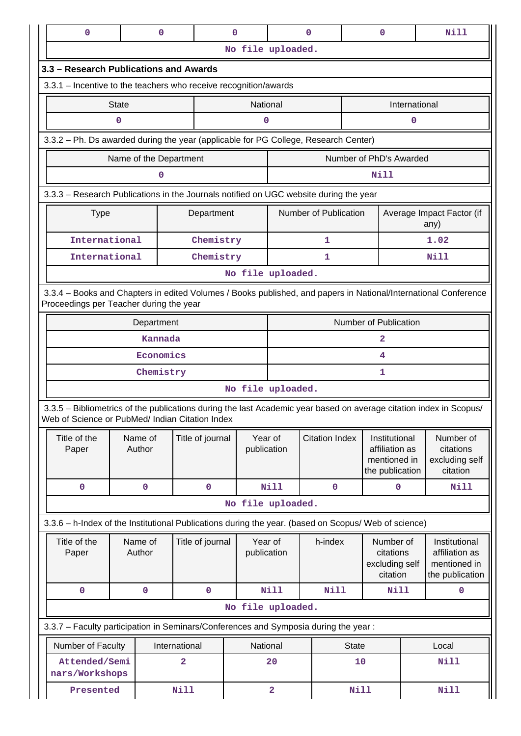| 0 | 0 | 0 | 0 | 0 | Nill |
|---|---|---|---|---|---|
| No file uploaded. | | | | | |

## 3.3 – Research Publications and Awards

3.3.1 – Incentive to the teachers who receive recognition/awards

| State | National | International |
|---|---|---|
| 0 | 0 | 0 |

3.3.2 – Ph. Ds awarded during the year (applicable for PG College, Research Center)

| Name of the Department | Number of PhD's Awarded |
|---|---|
| 0 | Nill |

3.3.3 – Research Publications in the Journals notified on UGC website during the year

| Type | Department | Number of Publication | Average Impact Factor (if any) |
|---|---|---|---|
| International | Chemistry | 1 | 1.02 |
| International | Chemistry | 1 | Nill |
| No file uploaded. | | | |

3.3.4 – Books and Chapters in edited Volumes / Books published, and papers in National/International Conference Proceedings per Teacher during the year

| Department | Number of Publication |
|---|---|
| Kannada | 2 |
| Economics | 4 |
| Chemistry | 1 |
| No file uploaded. | |

3.3.5 – Bibliometrics of the publications during the last Academic year based on average citation index in Scopus/ Web of Science or PubMed/ Indian Citation Index

| Title of the Paper | Name of Author | Title of journal | Year of publication | Citation Index | Institutional affiliation as mentioned in the publication | Number of citations excluding self citation |
|---|---|---|---|---|---|---|
| 0 | 0 | 0 | Nill | 0 | 0 | Nill |
| No file uploaded. | | | | | | |

3.3.6 – h-Index of the Institutional Publications during the year. (based on Scopus/ Web of science)

| Title of the Paper | Name of Author | Title of journal | Year of publication | h-index | Number of citations excluding self citation | Institutional affiliation as mentioned in the publication |
|---|---|---|---|---|---|---|
| 0 | 0 | 0 | Nill | Nill | Nill | 0 |
| No file uploaded. | | | | | | |

3.3.7 – Faculty participation in Seminars/Conferences and Symposia during the year :

| Number of Faculty | International | National | State | Local |
|---|---|---|---|---|
| Attended/Seminars/Workshops | 2 | 20 | 10 | Nill |
| Presented | Nill | 2 | Nill | Nill |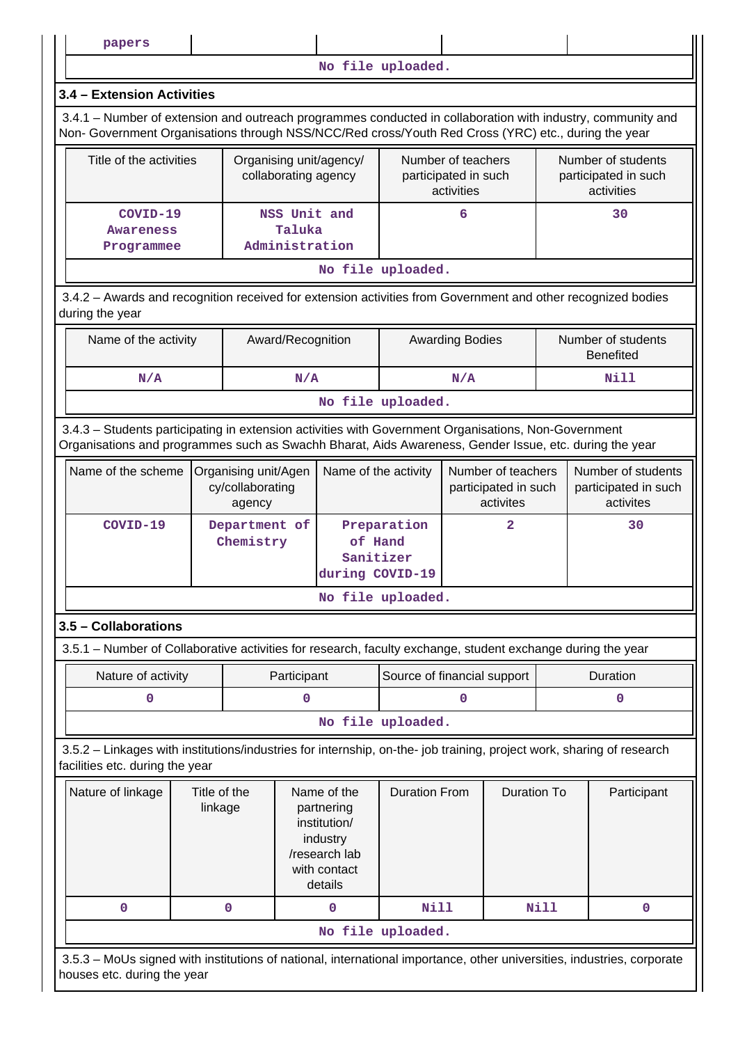| papers | | | | |
|---|---|---|---|---|

No file uploaded.

### 3.4 – Extension Activities

3.4.1 – Number of extension and outreach programmes conducted in collaboration with industry, community and Non- Government Organisations through NSS/NCC/Red cross/Youth Red Cross (YRC) etc., during the year

| Title of the activities | Organising unit/agency/ collaborating agency | Number of teachers participated in such activities | Number of students participated in such activities |
|---|---|---|---|
| COVID-19 Awareness Programmee | NSS Unit and Taluka Administration | 6 | 30 |

No file uploaded.

3.4.2 – Awards and recognition received for extension activities from Government and other recognized bodies during the year

| Name of the activity | Award/Recognition | Awarding Bodies | Number of students Benefited |
|---|---|---|---|
| N/A | N/A | N/A | Nill |

No file uploaded.

3.4.3 – Students participating in extension activities with Government Organisations, Non-Government Organisations and programmes such as Swachh Bharat, Aids Awareness, Gender Issue, etc. during the year

| Name of the scheme | Organising unit/Agency/collaborating agency | Name of the activity | Number of teachers participated in such activites | Number of students participated in such activites |
|---|---|---|---|---|
| COVID-19 | Department of Chemistry | Preparation of Hand Sanitizer during COVID-19 | 2 | 30 |

No file uploaded.

### 3.5 – Collaborations

3.5.1 – Number of Collaborative activities for research, faculty exchange, student exchange during the year

| Nature of activity | Participant | Source of financial support | Duration |
|---|---|---|---|
| 0 | 0 | 0 | 0 |

No file uploaded.

3.5.2 – Linkages with institutions/industries for internship, on-the- job training, project work, sharing of research facilities etc. during the year

| Nature of linkage | Title of the linkage | Name of the partnering institution/ industry /research lab with contact details | Duration From | Duration To | Participant |
|---|---|---|---|---|---|
| 0 | 0 | 0 | Nill | Nill | 0 |

No file uploaded.

3.5.3 – MoUs signed with institutions of national, international importance, other universities, industries, corporate houses etc. during the year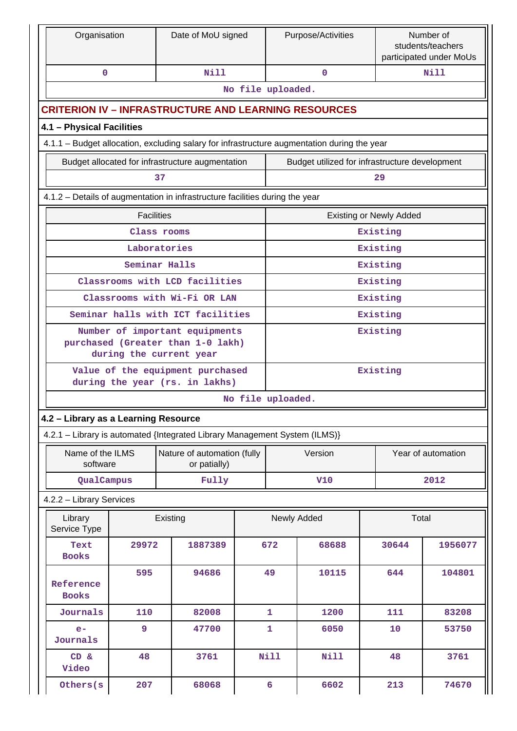| Organisation | Date of MoU signed | Purpose/Activities | Number of students/teachers participated under MoUs |
|---|---|---|---|
| 0 | Nill | 0 | Nill |

No file uploaded.

## CRITERION IV – INFRASTRUCTURE AND LEARNING RESOURCES

### 4.1 – Physical Facilities

4.1.1 – Budget allocation, excluding salary for infrastructure augmentation during the year

| Budget allocated for infrastructure augmentation | Budget utilized for infrastructure development |
|---|---|
| 37 | 29 |

4.1.2 – Details of augmentation in infrastructure facilities during the year

| Facilities | Existing or Newly Added |
|---|---|
| Class rooms | Existing |
| Laboratories | Existing |
| Seminar Halls | Existing |
| Classrooms with LCD facilities | Existing |
| Classrooms with Wi-Fi OR LAN | Existing |
| Seminar halls with ICT facilities | Existing |
| Number of important equipments purchased (Greater than 1-0 lakh) during the current year | Existing |
| Value of the equipment purchased during the year (rs. in lakhs) | Existing |

No file uploaded.

### 4.2 – Library as a Learning Resource

4.2.1 – Library is automated {Integrated Library Management System (ILMS)}

| Name of the ILMS software | Nature of automation (fully or patially) | Version | Year of automation |
|---|---|---|---|
| QualCampus | Fully | V10 | 2012 |

4.2.2 – Library Services

| Library Service Type | Existing | | Newly Added | | Total | |
|---|---|---|---|---|---|---|
| Text Books | 29972 | 1887389 | 672 | 68688 | 30644 | 1956077 |
| Reference Books | 595 | 94686 | 49 | 10115 | 644 | 104801 |
| Journals | 110 | 82008 | 1 | 1200 | 111 | 83208 |
| e-Journals | 9 | 47700 | 1 | 6050 | 10 | 53750 |
| CD & Video | 48 | 3761 | Nill | Nill | 48 | 3761 |
| Others(s | 207 | 68068 | 6 | 6602 | 213 | 74670 |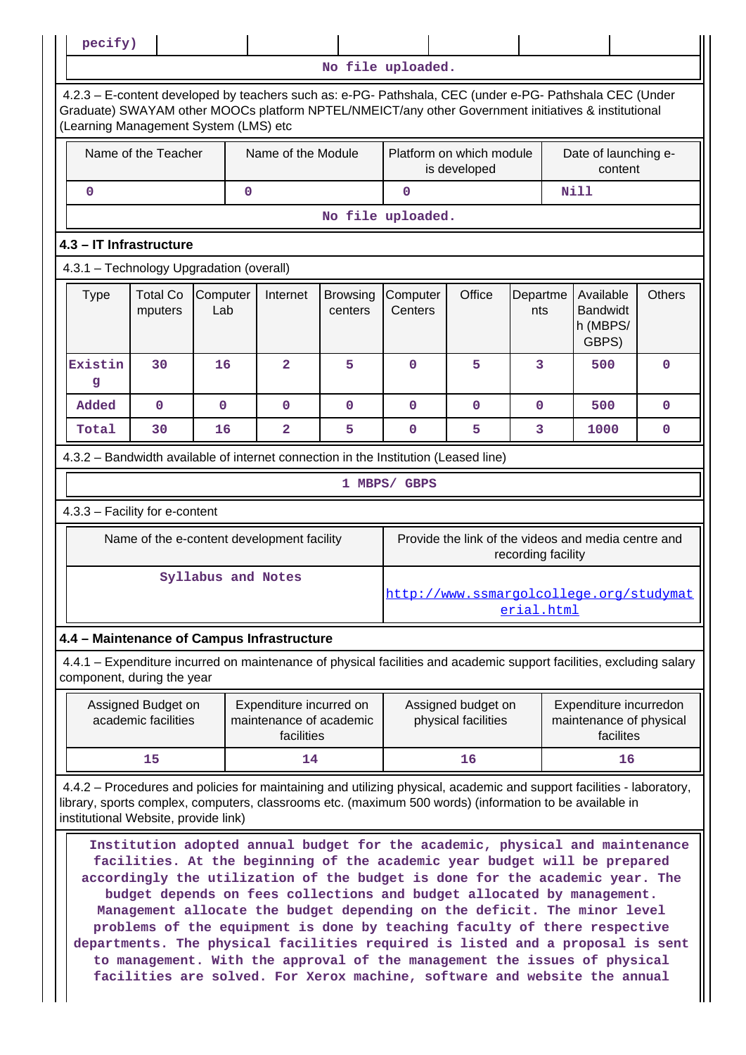| pecify) | | | | | | |
|---|---|---|---|---|---|---|

No file uploaded.

4.2.3 – E-content developed by teachers such as: e-PG- Pathshala, CEC (under e-PG- Pathshala CEC (Under Graduate) SWAYAM other MOOCs platform NPTEL/NMEICT/any other Government initiatives & institutional (Learning Management System (LMS) etc

| Name of the Teacher | Name of the Module | Platform on which module is developed | Date of launching e-content |
|---|---|---|---|
| 0 | 0 | 0 | Nill |

No file uploaded.

### 4.3 – IT Infrastructure

4.3.1 – Technology Upgradation (overall)

| Type | Total Computers | Computer Lab | Internet | Browsing centers | Computer Centers | Office | Departments | Available Bandwidth (MBPS/ GBPS) | Others |
|---|---|---|---|---|---|---|---|---|---|
| Existing | 30 | 16 | 2 | 5 | 0 | 5 | 3 | 500 | 0 |
| Added | 0 | 0 | 0 | 0 | 0 | 0 | 0 | 500 | 0 |
| Total | 30 | 16 | 2 | 5 | 0 | 5 | 3 | 1000 | 0 |

4.3.2 – Bandwidth available of internet connection in the Institution (Leased line)

1 MBPS/ GBPS

4.3.3 – Facility for e-content

| Name of the e-content development facility | Provide the link of the videos and media centre and recording facility |
|---|---|
| Syllabus and Notes | http://www.ssmargolcollege.org/studymaterial.html |

### 4.4 – Maintenance of Campus Infrastructure

4.4.1 – Expenditure incurred on maintenance of physical facilities and academic support facilities, excluding salary component, during the year

| Assigned Budget on academic facilities | Expenditure incurred on maintenance of academic facilities | Assigned budget on physical facilities | Expenditure incurredon maintenance of physical facilites |
|---|---|---|---|
| 15 | 14 | 16 | 16 |

4.4.2 – Procedures and policies for maintaining and utilizing physical, academic and support facilities - laboratory, library, sports complex, computers, classrooms etc. (maximum 500 words) (information to be available in institutional Website, provide link)

Institution adopted annual budget for the academic, physical and maintenance facilities. At the beginning of the academic year budget will be prepared accordingly the utilization of the budget is done for the academic year. The budget depends on fees collections and budget allocated by management. Management allocate the budget depending on the deficit. The minor level problems of the equipment is done by teaching faculty of there respective departments. The physical facilities required is listed and a proposal is sent to management. With the approval of the management the issues of physical facilities are solved. For Xerox machine, software and website the annual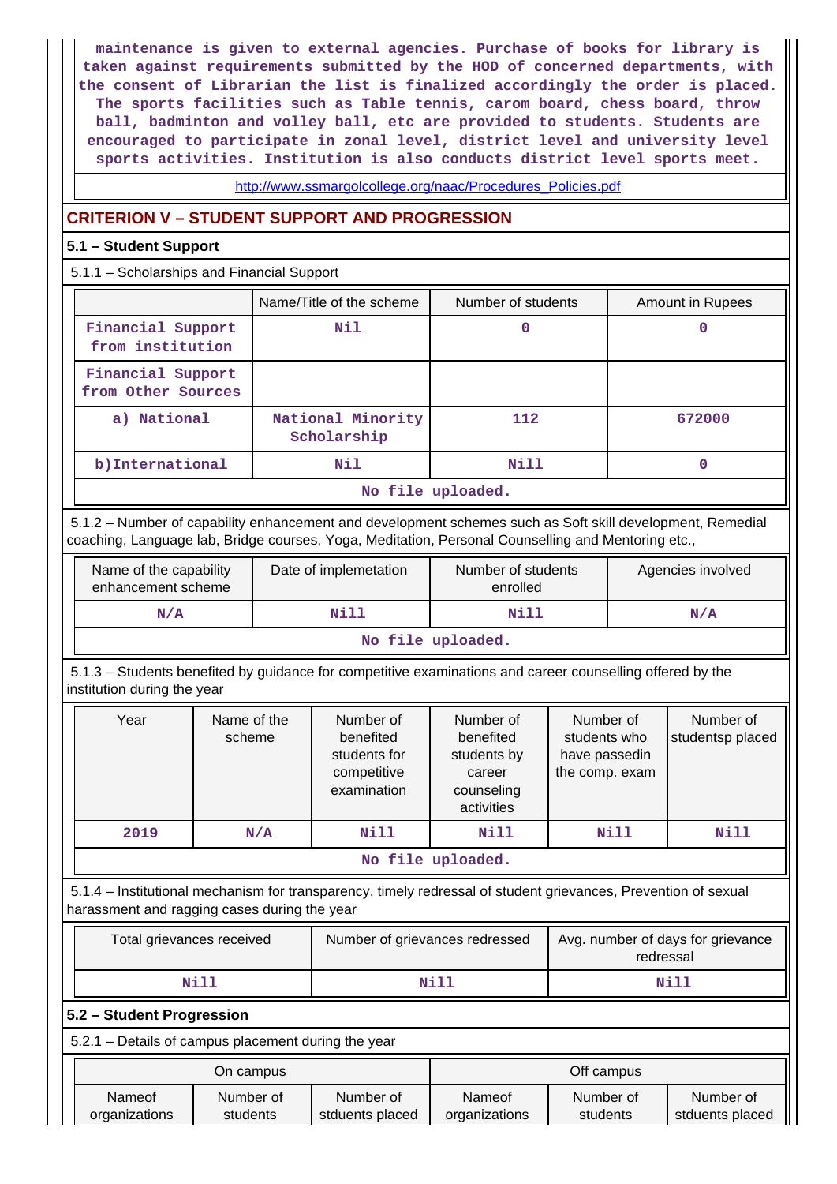maintenance is given to external agencies. Purchase of books for library is taken against requirements submitted by the HOD of concerned departments, with the consent of Librarian the list is finalized accordingly the order is placed. The sports facilities such as Table tennis, carom board, chess board, throw ball, badminton and volley ball, etc are provided to students. Students are encouraged to participate in zonal level, district level and university level sports activities. Institution is also conducts district level sports meet.

http://www.ssmargolcollege.org/naac/Procedures_Policies.pdf

## CRITERION V – STUDENT SUPPORT AND PROGRESSION

### 5.1 – Student Support

5.1.1 – Scholarships and Financial Support

| | Name/Title of the scheme | Number of students | Amount in Rupees |
|---|---|---|---|
| Financial Support from institution | Nil | 0 | 0 |
| Financial Support from Other Sources | | | |
| a) National | National Minority Scholarship | 112 | 672000 |
| b)International | Nil | Nill | 0 |

No file uploaded.

5.1.2 – Number of capability enhancement and development schemes such as Soft skill development, Remedial coaching, Language lab, Bridge courses, Yoga, Meditation, Personal Counselling and Mentoring etc.,

| Name of the capability enhancement scheme | Date of implemetation | Number of students enrolled | Agencies involved |
|---|---|---|---|
| N/A | Nill | Nill | N/A |

No file uploaded.

5.1.3 – Students benefited by guidance for competitive examinations and career counselling offered by the institution during the year

| Year | Name of the scheme | Number of benefited students for competitive examination | Number of benefited students by career counseling activities | Number of students who have passedin the comp. exam | Number of studentsp placed |
|---|---|---|---|---|---|
| 2019 | N/A | Nill | Nill | Nill | Nill |

No file uploaded.

5.1.4 – Institutional mechanism for transparency, timely redressal of student grievances, Prevention of sexual harassment and ragging cases during the year

| Total grievances received | Number of grievances redressed | Avg. number of days for grievance redressal |
|---|---|---|
| Nill | Nill | Nill |

### 5.2 – Student Progression

5.2.1 – Details of campus placement during the year

| On campus | | | Off campus | | |
|---|---|---|---|---|---|
| Nameof organizations | Number of students | Number of stduents placed | Nameof organizations | Number of students | Number of stduents placed |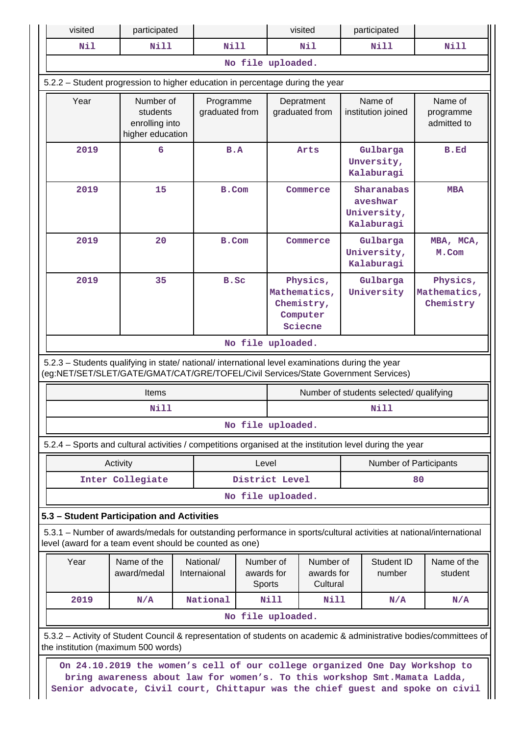| visited | participated | | visited | participated | |
|---|---|---|---|---|---|
| Nil | Nill | Nill | Nil | Nill | Nill |

No file uploaded.

5.2.2 – Student progression to higher education in percentage during the year

| Year | Number of students enrolling into higher education | Programme graduated from | Depratment graduated from | Name of institution joined | Name of programme admitted to |
|---|---|---|---|---|---|
| 2019 | 6 | B.A | Arts | Gulbarga Unversity, Kalaburagi | B.Ed |
| 2019 | 15 | B.Com | Commerce | Sharanabas aveshwar University, Kalaburagi | MBA |
| 2019 | 20 | B.Com | Commerce | Gulbarga University, Kalaburagi | MBA, MCA, M.Com |
| 2019 | 35 | B.Sc | Physics, Mathematics, Chemistry, Computer Sciecne | Gulbarga University | Physics, Mathematics, Chemistry |

No file uploaded.

5.2.3 – Students qualifying in state/ national/ international level examinations during the year (eg:NET/SET/SLET/GATE/GMAT/CAT/GRE/TOFEL/Civil Services/State Government Services)

| Items | Number of students selected/ qualifying |
|---|---|
| Nill | Nill |

No file uploaded.

5.2.4 – Sports and cultural activities / competitions organised at the institution level during the year

| Activity | Level | Number of Participants |
|---|---|---|
| Inter Collegiate | District Level | 80 |

No file uploaded.

**5.3 – Student Participation and Activities**

5.3.1 – Number of awards/medals for outstanding performance in sports/cultural activities at national/international level (award for a team event should be counted as one)

| Year | Name of the award/medal | National/ Internaional | Number of awards for Sports | Number of awards for Cultural | Student ID number | Name of the student |
|---|---|---|---|---|---|---|
| 2019 | N/A | National | Nill | Nill | N/A | N/A |

No file uploaded.

5.3.2 – Activity of Student Council & representation of students on academic & administrative bodies/committees of the institution (maximum 500 words)

On 24.10.2019 the women's cell of our college organized One Day Workshop to bring awareness about law for women's. To this workshop Smt.Mamata Ladda, Senior advocate, Civil court, Chittapur was the chief guest and spoke on civil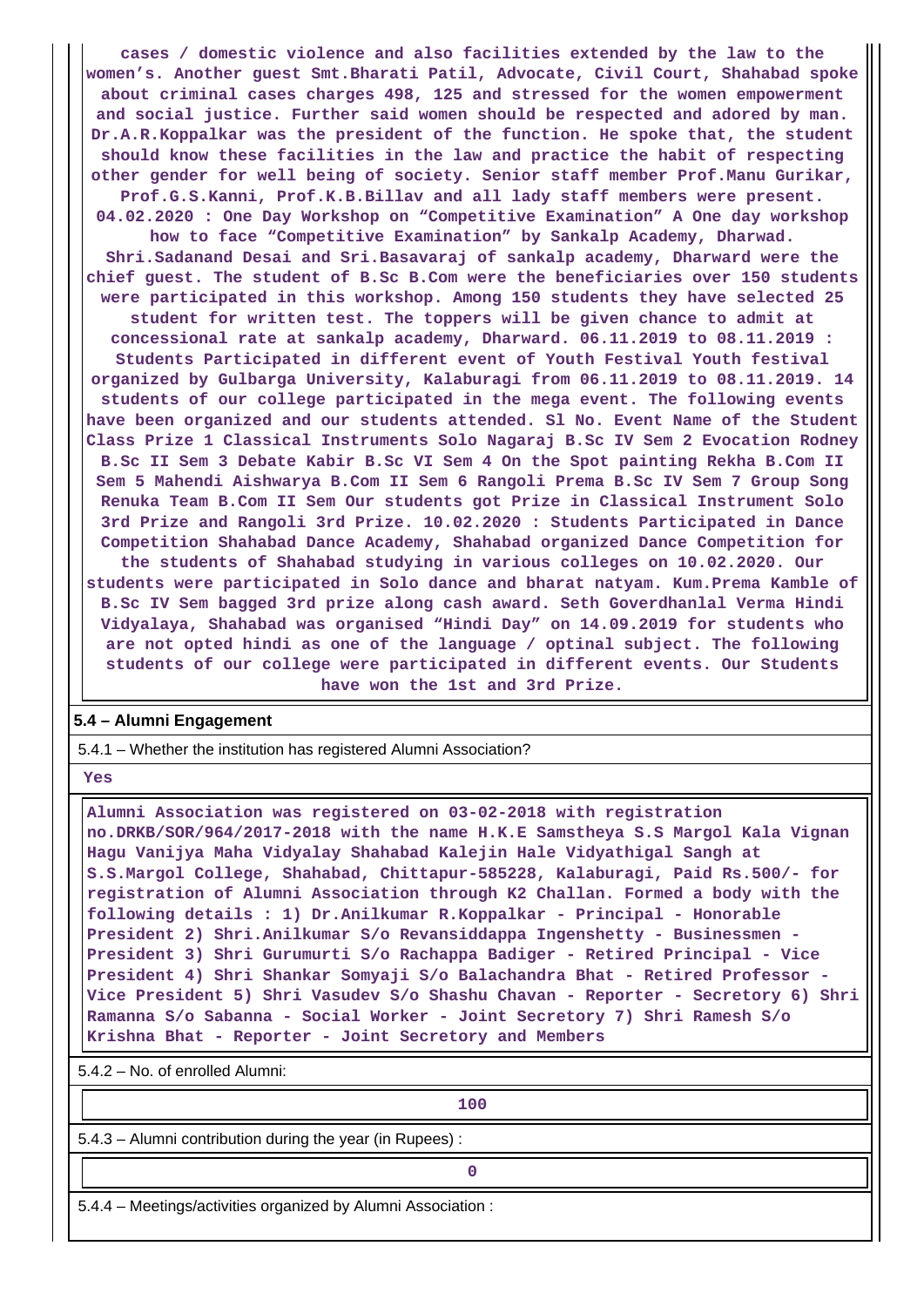cases / domestic violence and also facilities extended by the law to the women's. Another guest Smt.Bharati Patil, Advocate, Civil Court, Shahabad spoke about criminal cases charges 498, 125 and stressed for the women empowerment and social justice. Further said women should be respected and adored by man. Dr.A.R.Koppalkar was the president of the function. He spoke that, the student should know these facilities in the law and practice the habit of respecting other gender for well being of society. Senior staff member Prof.Manu Gurikar, Prof.G.S.Kanni, Prof.K.B.Billav and all lady staff members were present. 04.02.2020 : One Day Workshop on "Competitive Examination" A One day workshop how to face "Competitive Examination" by Sankalp Academy, Dharwad. Shri.Sadanand Desai and Sri.Basavaraj of sankalp academy, Dharward were the chief guest. The student of B.Sc B.Com were the beneficiaries over 150 students were participated in this workshop. Among 150 students they have selected 25 student for written test. The toppers will be given chance to admit at concessional rate at sankalp academy, Dharward. 06.11.2019 to 08.11.2019 : Students Participated in different event of Youth Festival Youth festival organized by Gulbarga University, Kalaburagi from 06.11.2019 to 08.11.2019. 14 students of our college participated in the mega event. The following events have been organized and our students attended. Sl No. Event Name of the Student Class Prize 1 Classical Instruments Solo Nagaraj B.Sc IV Sem 2 Evocation Rodney B.Sc II Sem 3 Debate Kabir B.Sc VI Sem 4 On the Spot painting Rekha B.Com II Sem 5 Mahendi Aishwarya B.Com II Sem 6 Rangoli Prema B.Sc IV Sem 7 Group Song Renuka Team B.Com II Sem Our students got Prize in Classical Instrument Solo 3rd Prize and Rangoli 3rd Prize. 10.02.2020 : Students Participated in Dance Competition Shahabad Dance Academy, Shahabad organized Dance Competition for the students of Shahabad studying in various colleges on 10.02.2020. Our students were participated in Solo dance and bharat natyam. Kum.Prema Kamble of B.Sc IV Sem bagged 3rd prize along cash award. Seth Goverdhanlal Verma Hindi Vidyalaya, Shahabad was organised "Hindi Day" on 14.09.2019 for students who are not opted hindi as one of the language / optinal subject. The following students of our college were participated in different events. Our Students have won the 1st and 3rd Prize.

**5.4 – Alumni Engagement**

5.4.1 – Whether the institution has registered Alumni Association?

Yes

Alumni Association was registered on 03-02-2018 with registration no.DRKB/SOR/964/2017-2018 with the name H.K.E Samstheya S.S Margol Kala Vignan Hagu Vanijya Maha Vidyalay Shahabad Kalejin Hale Vidyathigal Sangh at S.S.Margol College, Shahabad, Chittapur-585228, Kalaburagi, Paid Rs.500/- for registration of Alumni Association through K2 Challan. Formed a body with the following details : 1) Dr.Anilkumar R.Koppalkar - Principal - Honorable President 2) Shri.Anilkumar S/o Revansiddappa Ingenshetty - Businessmen - President 3) Shri Gurumurti S/o Rachappa Badiger - Retired Principal - Vice President 4) Shri Shankar Somyaji S/o Balachandra Bhat - Retired Professor - Vice President 5) Shri Vasudev S/o Shashu Chavan - Reporter - Secretory 6) Shri Ramanna S/o Sabanna - Social Worker - Joint Secretory 7) Shri Ramesh S/o Krishna Bhat - Reporter - Joint Secretory and Members

5.4.2 – No. of enrolled Alumni:

100

5.4.3 – Alumni contribution during the year (in Rupees) :

0

5.4.4 – Meetings/activities organized by Alumni Association :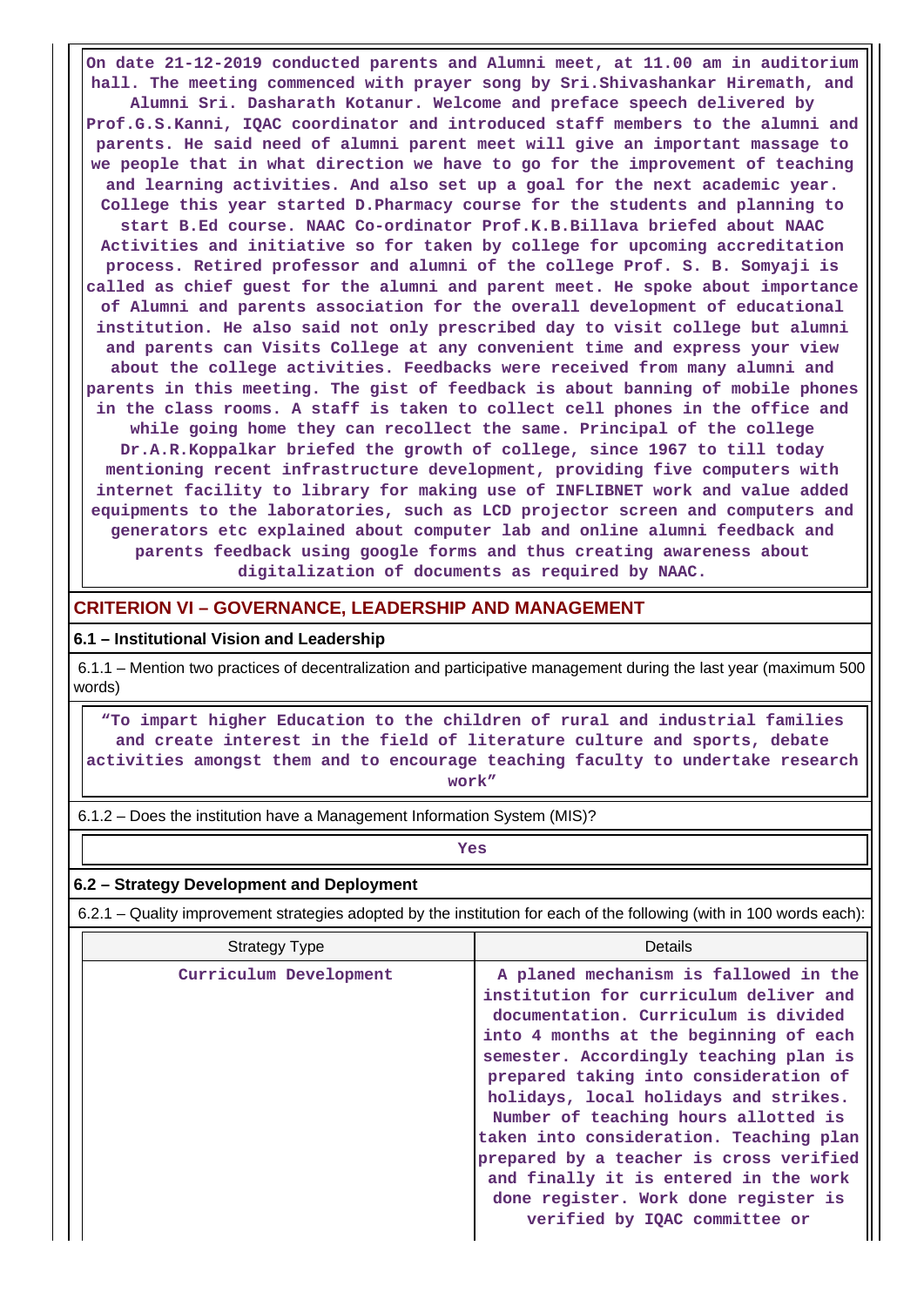On date 21-12-2019 conducted parents and Alumni meet, at 11.00 am in auditorium hall. The meeting commenced with prayer song by Sri.Shivashankar Hiremath, and Alumni Sri. Dasharath Kotanur. Welcome and preface speech delivered by Prof.G.S.Kanni, IQAC coordinator and introduced staff members to the alumni and parents. He said need of alumni parent meet will give an important massage to we people that in what direction we have to go for the improvement of teaching and learning activities. And also set up a goal for the next academic year. College this year started D.Pharmacy course for the students and planning to start B.Ed course. NAAC Co-ordinator Prof.K.B.Billava briefed about NAAC Activities and initiative so for taken by college for upcoming accreditation process. Retired professor and alumni of the college Prof. S. B. Somyaji is called as chief guest for the alumni and parent meet. He spoke about importance of Alumni and parents association for the overall development of educational institution. He also said not only prescribed day to visit college but alumni and parents can Visits College at any convenient time and express your view about the college activities. Feedbacks were received from many alumni and parents in this meeting. The gist of feedback is about banning of mobile phones in the class rooms. A staff is taken to collect cell phones in the office and while going home they can recollect the same. Principal of the college Dr.A.R.Koppalkar briefed the growth of college, since 1967 to till today mentioning recent infrastructure development, providing five computers with internet facility to library for making use of INFLIBNET work and value added equipments to the laboratories, such as LCD projector screen and computers and generators etc explained about computer lab and online alumni feedback and parents feedback using google forms and thus creating awareness about digitalization of documents as required by NAAC.

## CRITERION VI – GOVERNANCE, LEADERSHIP AND MANAGEMENT

### 6.1 – Institutional Vision and Leadership

6.1.1 – Mention two practices of decentralization and participative management during the last year (maximum 500 words)

"To impart higher Education to the children of rural and industrial families and create interest in the field of literature culture and sports, debate activities amongst them and to encourage teaching faculty to undertake research work"

6.1.2 – Does the institution have a Management Information System (MIS)?

Yes

### 6.2 – Strategy Development and Deployment

6.2.1 – Quality improvement strategies adopted by the institution for each of the following (with in 100 words each):

| Strategy Type | Details |
|---|---|
| Curriculum Development | A planed mechanism is fallowed in the institution for curriculum deliver and documentation. Curriculum is divided into 4 months at the beginning of each semester. Accordingly teaching plan is prepared taking into consideration of holidays, local holidays and strikes. Number of teaching hours allotted is taken into consideration. Teaching plan prepared by a teacher is cross verified and finally it is entered in the work done register. Work done register is verified by IQAC committee or |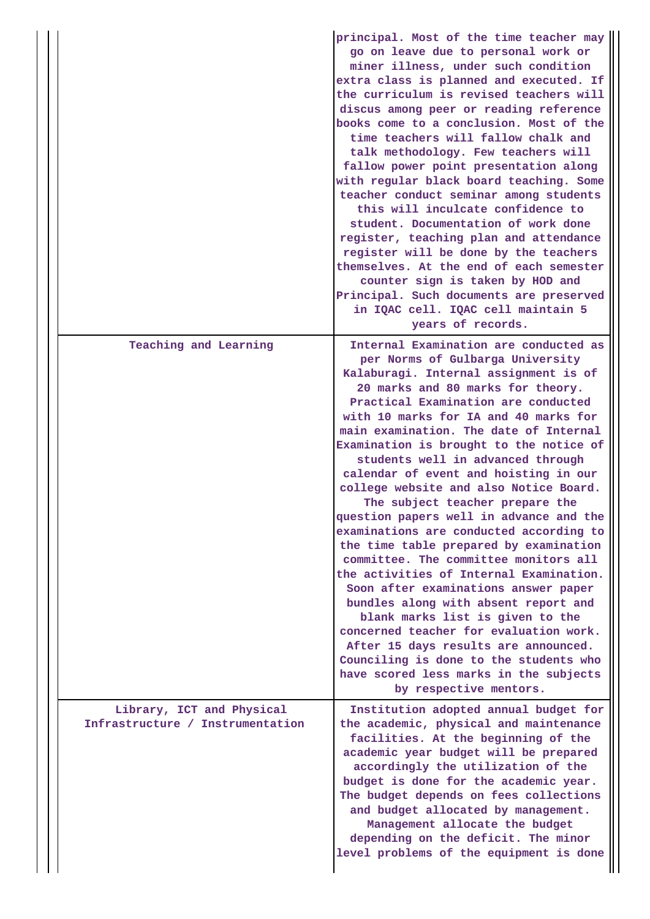| | |
|---|---|
| | principal. Most of the time teacher may go on leave due to personal work or miner illness, under such condition extra class is planned and executed. If the curriculum is revised teachers will discus among peer or reading reference books come to a conclusion. Most of the time teachers will fallow chalk and talk methodology. Few teachers will fallow power point presentation along with regular black board teaching. Some teacher conduct seminar among students this will inculcate confidence to student. Documentation of work done register, teaching plan and attendance register will be done by the teachers themselves. At the end of each semester counter sign is taken by HOD and Principal. Such documents are preserved in IQAC cell. IQAC cell maintain 5 years of records. |
| Teaching and Learning | Internal Examination are conducted as per Norms of Gulbarga University Kalaburagi. Internal assignment is of 20 marks and 80 marks for theory. Practical Examination are conducted with 10 marks for IA and 40 marks for main examination. The date of Internal Examination is brought to the notice of students well in advanced through calendar of event and hoisting in our college website and also Notice Board. The subject teacher prepare the question papers well in advance and the examinations are conducted according to the time table prepared by examination committee. The committee monitors all the activities of Internal Examination. Soon after examinations answer paper bundles along with absent report and blank marks list is given to the concerned teacher for evaluation work. After 15 days results are announced. Counciling is done to the students who have scored less marks in the subjects by respective mentors. |
| Library, ICT and Physical Infrastructure / Instrumentation | Institution adopted annual budget for the academic, physical and maintenance facilities. At the beginning of the academic year budget will be prepared accordingly the utilization of the budget is done for the academic year. The budget depends on fees collections and budget allocated by management. Management allocate the budget depending on the deficit. The minor level problems of the equipment is done |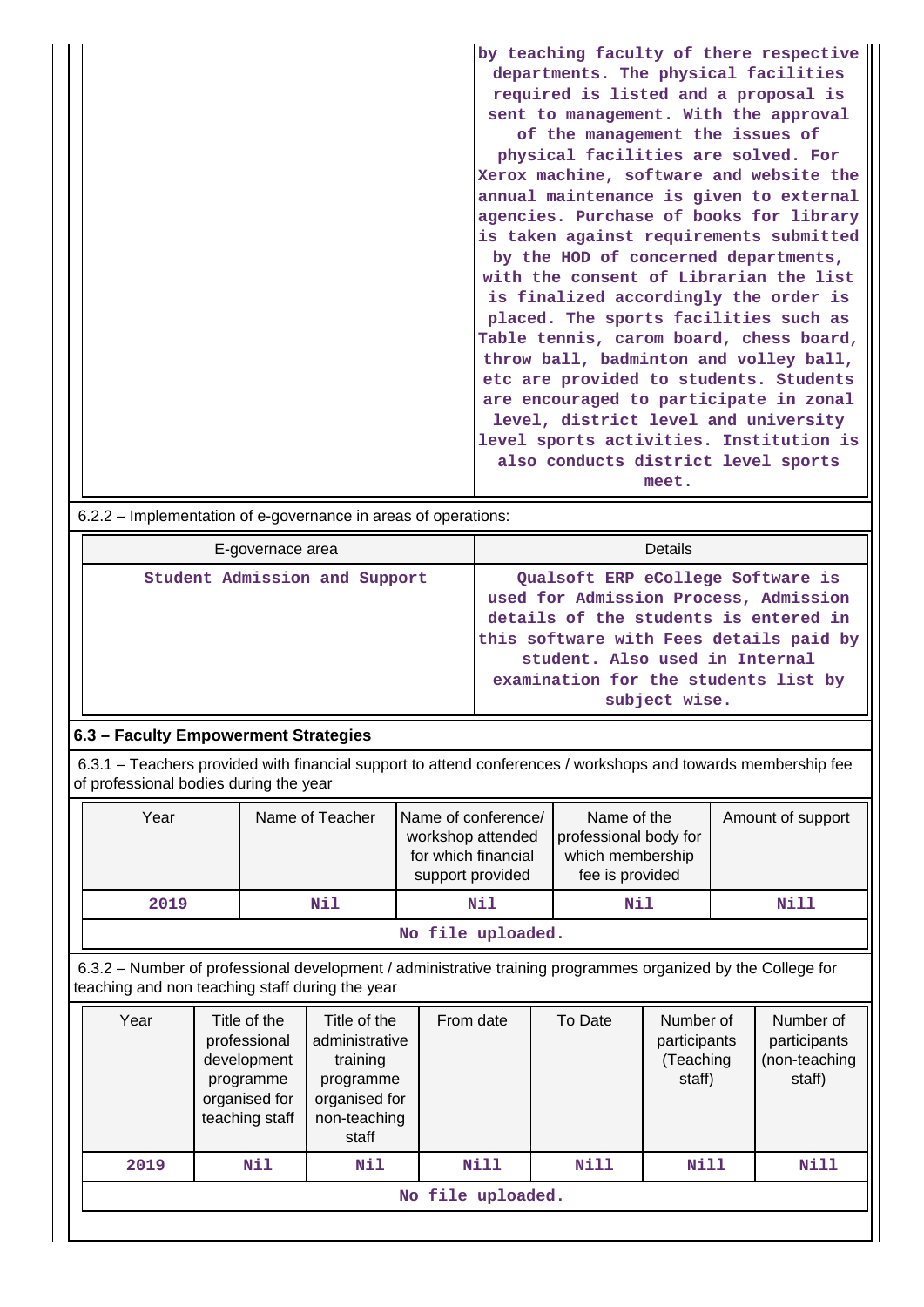| | |
|---|---|
| | by teaching faculty of there respective departments. The physical facilities required is listed and a proposal is sent to management. With the approval of the management the issues of physical facilities are solved. For Xerox machine, software and website the annual maintenance is given to external agencies. Purchase of books for library is taken against requirements submitted by the HOD of concerned departments, with the consent of Librarian the list is finalized accordingly the order is placed. The sports facilities such as Table tennis, carom board, chess board, throw ball, badminton and volley ball, etc are provided to students. Students are encouraged to participate in zonal level, district level and university level sports activities. Institution is also conducts district level sports meet. |

6.2.2 – Implementation of e-governance in areas of operations:

| E-governace area | Details |
|---|---|
| Student Admission and Support | Qualsoft ERP eCollege Software is used for Admission Process, Admission details of the students is entered in this software with Fees details paid by student. Also used in Internal examination for the students list by subject wise. |

### 6.3 – Faculty Empowerment Strategies

6.3.1 – Teachers provided with financial support to attend conferences / workshops and towards membership fee of professional bodies during the year

| Year | Name of Teacher | Name of conference/ workshop attended for which financial support provided | Name of the professional body for which membership fee is provided | Amount of support |
|---|---|---|---|---|
| 2019 | Nil | Nil | Nil | Nill |

No file uploaded.

6.3.2 – Number of professional development / administrative training programmes organized by the College for teaching and non teaching staff during the year

| Year | Title of the professional development programme organised for teaching staff | Title of the administrative training programme organised for non-teaching staff | From date | To Date | Number of participants (Teaching staff) | Number of participants (non-teaching staff) |
|---|---|---|---|---|---|---|
| 2019 | Nil | Nil | Nill | Nill | Nill | Nill |

No file uploaded.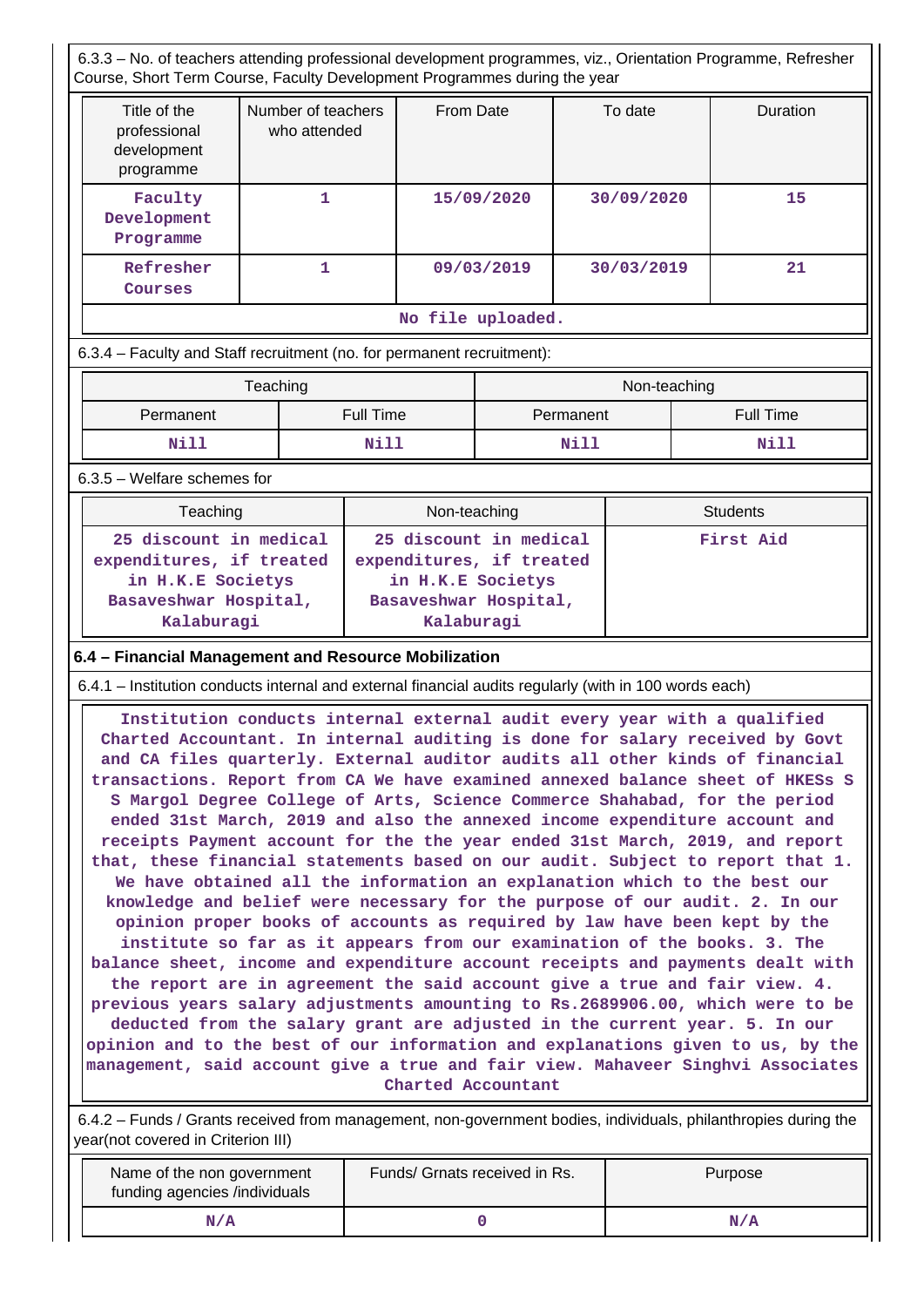6.3.3 – No. of teachers attending professional development programmes, viz., Orientation Programme, Refresher Course, Short Term Course, Faculty Development Programmes during the year

| Title of the professional development programme | Number of teachers who attended | From Date | To date | Duration |
|---|---|---|---|---|
| Faculty Development Programme | 1 | 15/09/2020 | 30/09/2020 | 15 |
| Refresher Courses | 1 | 09/03/2019 | 30/03/2019 | 21 |

No file uploaded.

6.3.4 – Faculty and Staff recruitment (no. for permanent recruitment):

| Teaching | | Non-teaching | |
|---|---|---|---|
| Permanent | Full Time | Permanent | Full Time |
| Nill | Nill | Nill | Nill |

6.3.5 – Welfare schemes for

| Teaching | Non-teaching | Students |
|---|---|---|
| 25 discount in medical expenditures, if treated in H.K.E Societys Basaveshwar Hospital, Kalaburagi | 25 discount in medical expenditures, if treated in H.K.E Societys Basaveshwar Hospital, Kalaburagi | First Aid |

**6.4 – Financial Management and Resource Mobilization**

6.4.1 – Institution conducts internal and external financial audits regularly (with in 100 words each)

Institution conducts internal external audit every year with a qualified Charted Accountant. In internal auditing is done for salary received by Govt and CA files quarterly. External auditor audits all other kinds of financial transactions. Report from CA We have examined annexed balance sheet of HKESs S S Margol Degree College of Arts, Science Commerce Shahabad, for the period ended 31st March, 2019 and also the annexed income expenditure account and receipts Payment account for the the year ended 31st March, 2019, and report that, these financial statements based on our audit. Subject to report that 1. We have obtained all the information an explanation which to the best our knowledge and belief were necessary for the purpose of our audit. 2. In our opinion proper books of accounts as required by law have been kept by the institute so far as it appears from our examination of the books. 3. The balance sheet, income and expenditure account receipts and payments dealt with the report are in agreement the said account give a true and fair view. 4. previous years salary adjustments amounting to Rs.2689906.00, which were to be deducted from the salary grant are adjusted in the current year. 5. In our opinion and to the best of our information and explanations given to us, by the management, said account give a true and fair view. Mahaveer Singhvi Associates Charted Accountant

6.4.2 – Funds / Grants received from management, non-government bodies, individuals, philanthropies during the year(not covered in Criterion III)

| Name of the non government funding agencies /individuals | Funds/ Grnats received in Rs. | Purpose |
|---|---|---|
| N/A | 0 | N/A |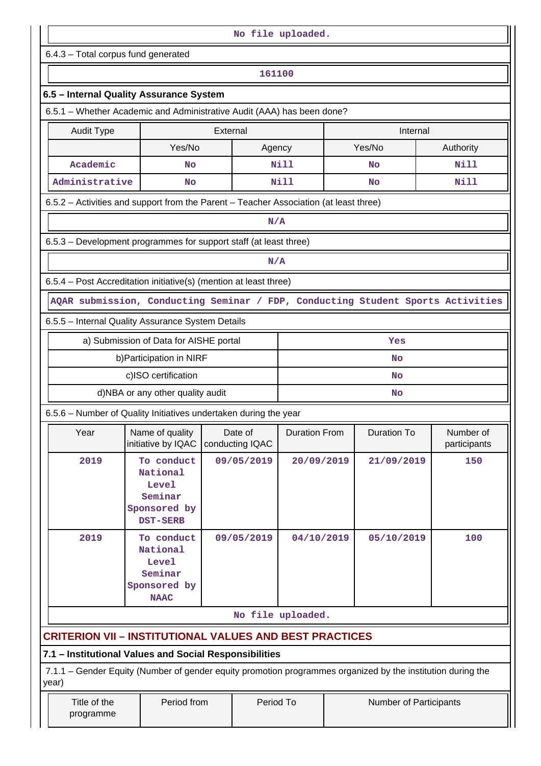No file uploaded.

6.4.3 – Total corpus fund generated

161100

### 6.5 – Internal Quality Assurance System

6.5.1 – Whether Academic and Administrative Audit (AAA) has been done?

| Audit Type | External | | Internal | |
|---|---|---|---|---|
| | Yes/No | Agency | Yes/No | Authority |
| Academic | No | Nill | No | Nill |
| Administrative | No | Nill | No | Nill |

6.5.2 – Activities and support from the Parent – Teacher Association (at least three)

N/A

6.5.3 – Development programmes for support staff (at least three)

N/A

6.5.4 – Post Accreditation initiative(s) (mention at least three)

AQAR submission, Conducting Seminar / FDP, Conducting Student Sports Activities

6.5.5 – Internal Quality Assurance System Details

| | |
|---|---|
| a) Submission of Data for AISHE portal | Yes |
| b)Participation in NIRF | No |
| c)ISO certification | No |
| d)NBA or any other quality audit | No |

6.5.6 – Number of Quality Initiatives undertaken during the year

| Year | Name of quality initiative by IQAC | Date of conducting IQAC | Duration From | Duration To | Number of participants |
|---|---|---|---|---|---|
| 2019 | To conduct National Level Seminar Sponsored by DST-SERB | 09/05/2019 | 20/09/2019 | 21/09/2019 | 150 |
| 2019 | To conduct National Level Seminar Sponsored by NAAC | 09/05/2019 | 04/10/2019 | 05/10/2019 | 100 |

No file uploaded.

## CRITERION VII – INSTITUTIONAL VALUES AND BEST PRACTICES

### 7.1 – Institutional Values and Social Responsibilities

7.1.1 – Gender Equity (Number of gender equity promotion programmes organized by the institution during the year)

| Title of the programme | Period from | Period To | Number of Participants |
|---|---|---|---|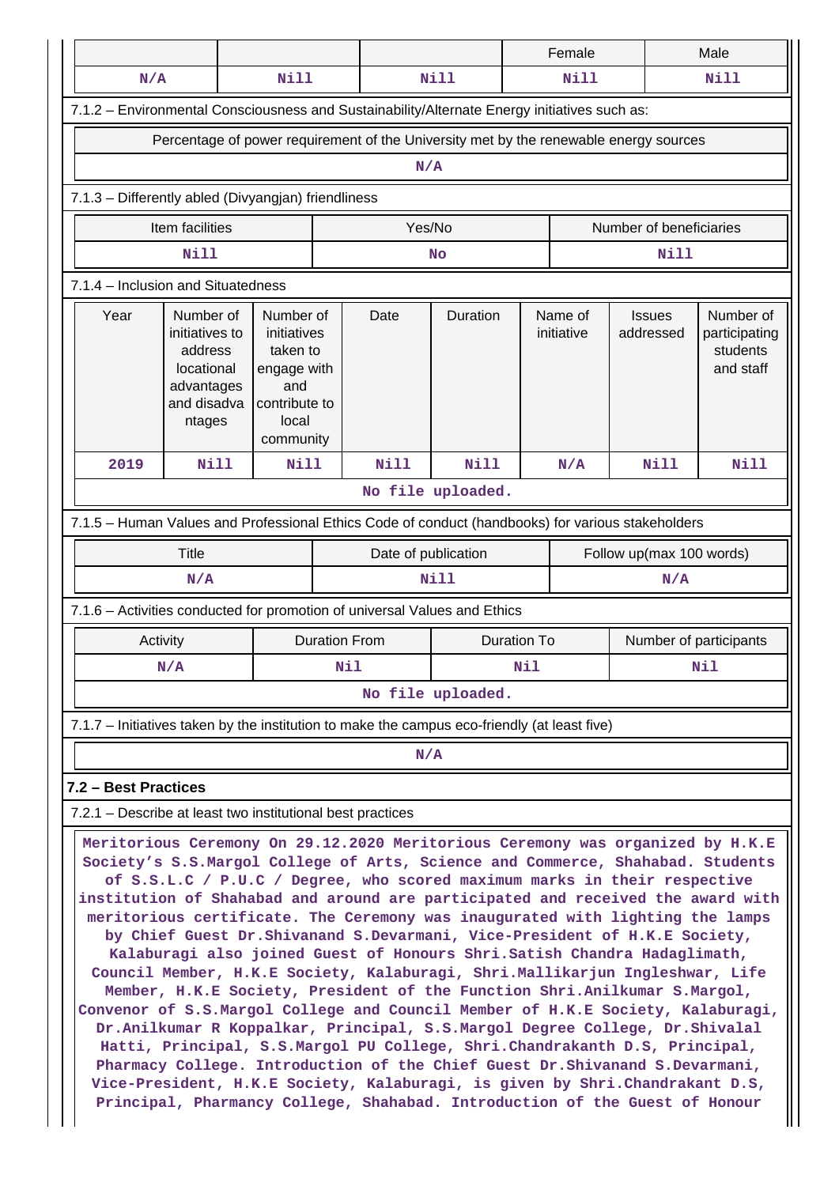| | | | Female | Male |
|---|---|---|---|---|
| N/A | Nill | Nill | Nill | Nill |

7.1.2 – Environmental Consciousness and Sustainability/Alternate Energy initiatives such as:

| Percentage of power requirement of the University met by the renewable energy sources |
|---|
| N/A |

7.1.3 – Differently abled (Divyangjan) friendliness

| Item facilities | Yes/No | Number of beneficiaries |
|---|---|---|
| Nill | No | Nill |

7.1.4 – Inclusion and Situatedness

| Year | Number of initiatives to address locational advantages and disadvantages | Number of initiatives taken to engage with and contribute to local community | Date | Duration | Name of initiative | Issues addressed | Number of participating students and staff |
|---|---|---|---|---|---|---|---|
| 2019 | Nill | Nill | Nill | Nill | N/A | Nill | Nill |

No file uploaded.

7.1.5 – Human Values and Professional Ethics Code of conduct (handbooks) for various stakeholders

| Title | Date of publication | Follow up(max 100 words) |
|---|---|---|
| N/A | Nill | N/A |

7.1.6 – Activities conducted for promotion of universal Values and Ethics

| Activity | Duration From | Duration To | Number of participants |
|---|---|---|---|
| N/A | Nil | Nil | Nil |

No file uploaded.

7.1.7 – Initiatives taken by the institution to make the campus eco-friendly (at least five)

N/A

## 7.2 – Best Practices

7.2.1 – Describe at least two institutional best practices

Meritorious Ceremony On 29.12.2020 Meritorious Ceremony was organized by H.K.E Society's S.S.Margol College of Arts, Science and Commerce, Shahabad. Students of S.S.L.C / P.U.C / Degree, who scored maximum marks in their respective institution of Shahabad and around are participated and received the award with meritorious certificate. The Ceremony was inaugurated with lighting the lamps by Chief Guest Dr.Shivanand S.Devarmani, Vice-President of H.K.E Society, Kalaburagi also joined Guest of Honours Shri.Satish Chandra Hadaglimath, Council Member, H.K.E Society, Kalaburagi, Shri.Mallikarjun Ingleshwar, Life Member, H.K.E Society, President of the Function Shri.Anilkumar S.Margol, Convenor of S.S.Margol College and Council Member of H.K.E Society, Kalaburagi, Dr.Anilkumar R Koppalkar, Principal, S.S.Margol Degree College, Dr.Shivalal Hatti, Principal, S.S.Margol PU College, Shri.Chandrakanth D.S, Principal, Pharmacy College. Introduction of the Chief Guest Dr.Shivanand S.Devarmani, Vice-President, H.K.E Society, Kalaburagi, is given by Shri.Chandrakant D.S, Principal, Pharmancy College, Shahabad. Introduction of the Guest of Honour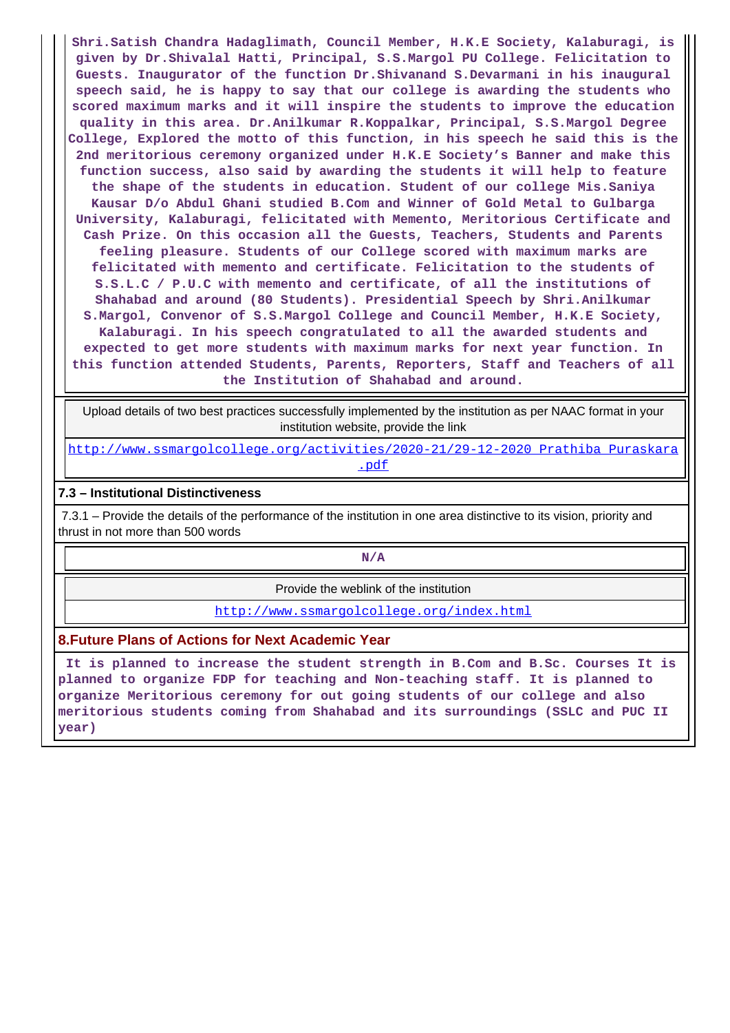Shri.Satish Chandra Hadaglimath, Council Member, H.K.E Society, Kalaburagi, is given by Dr.Shivalal Hatti, Principal, S.S.Margol PU College. Felicitation to Guests. Inaugurator of the function Dr.Shivanand S.Devarmani in his inaugural speech said, he is happy to say that our college is awarding the students who scored maximum marks and it will inspire the students to improve the education quality in this area. Dr.Anilkumar R.Koppalkar, Principal, S.S.Margol Degree College, Explored the motto of this function, in his speech he said this is the 2nd meritorious ceremony organized under H.K.E Society's Banner and make this function success, also said by awarding the students it will help to feature the shape of the students in education. Student of our college Mis.Saniya Kausar D/o Abdul Ghani studied B.Com and Winner of Gold Metal to Gulbarga University, Kalaburagi, felicitated with Memento, Meritorious Certificate and Cash Prize. On this occasion all the Guests, Teachers, Students and Parents feeling pleasure. Students of our College scored with maximum marks are felicitated with memento and certificate. Felicitation to the students of S.S.L.C / P.U.C with memento and certificate, of all the institutions of Shahabad and around (80 Students). Presidential Speech by Shri.Anilkumar S.Margol, Convenor of S.S.Margol College and Council Member, H.K.E Society, Kalaburagi. In his speech congratulated to all the awarded students and expected to get more students with maximum marks for next year function. In this function attended Students, Parents, Reporters, Staff and Teachers of all the Institution of Shahabad and around.

| Upload details of two best practices successfully implemented by the institution as per NAAC format in your institution website, provide the link |
|---|
| http://www.ssmargolcollege.org/activities/2020-21/29-12-2020 Prathiba Puraskara.pdf |

### 7.3 – Institutional Distinctiveness

7.3.1 – Provide the details of the performance of the institution in one area distinctive to its vision, priority and thrust in not more than 500 words

N/A

| Provide the weblink of the institution |
|---|
| http://www.ssmargolcollege.org/index.html |

## 8.Future Plans of Actions for Next Academic Year

It is planned to increase the student strength in B.Com and B.Sc. Courses It is planned to organize FDP for teaching and Non-teaching staff. It is planned to organize Meritorious ceremony for out going students of our college and also meritorious students coming from Shahabad and its surroundings (SSLC and PUC II year)